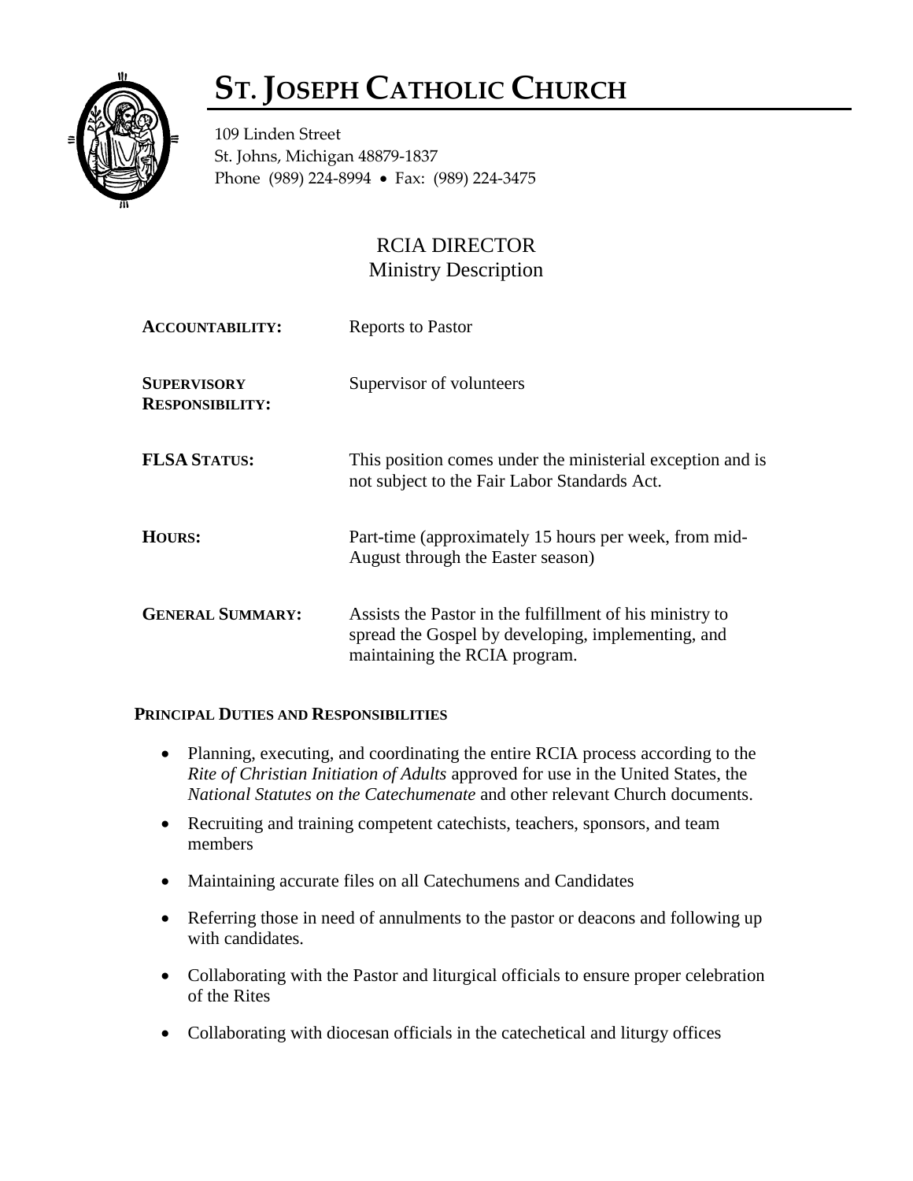# ST. JOSEPH CATHOLIC CHURCH

109 Linden Street
St. Johns, Michigan 48879-1837
Phone (989) 224-8994 • Fax: (989) 224-3475

## RCIA DIRECTOR
Ministry Description

| | |
|---|---|
| **ACCOUNTABILITY:** | Reports to Pastor |
| **SUPERVISORY RESPONSIBILITY:** | Supervisor of volunteers |
| **FLSA STATUS:** | This position comes under the ministerial exception and is not subject to the Fair Labor Standards Act. |
| **HOURS:** | Part-time (approximately 15 hours per week, from mid-August through the Easter season) |
| **GENERAL SUMMARY:** | Assists the Pastor in the fulfillment of his ministry to spread the Gospel by developing, implementing, and maintaining the RCIA program. |

**PRINCIPAL DUTIES AND RESPONSIBILITIES**

- Planning, executing, and coordinating the entire RCIA process according to the *Rite of Christian Initiation of Adults* approved for use in the United States, the *National Statutes on the Catechumenate* and other relevant Church documents.
- Recruiting and training competent catechists, teachers, sponsors, and team members
- Maintaining accurate files on all Catechumens and Candidates
- Referring those in need of annulments to the pastor or deacons and following up with candidates.
- Collaborating with the Pastor and liturgical officials to ensure proper celebration of the Rites
- Collaborating with diocesan officials in the catechetical and liturgy offices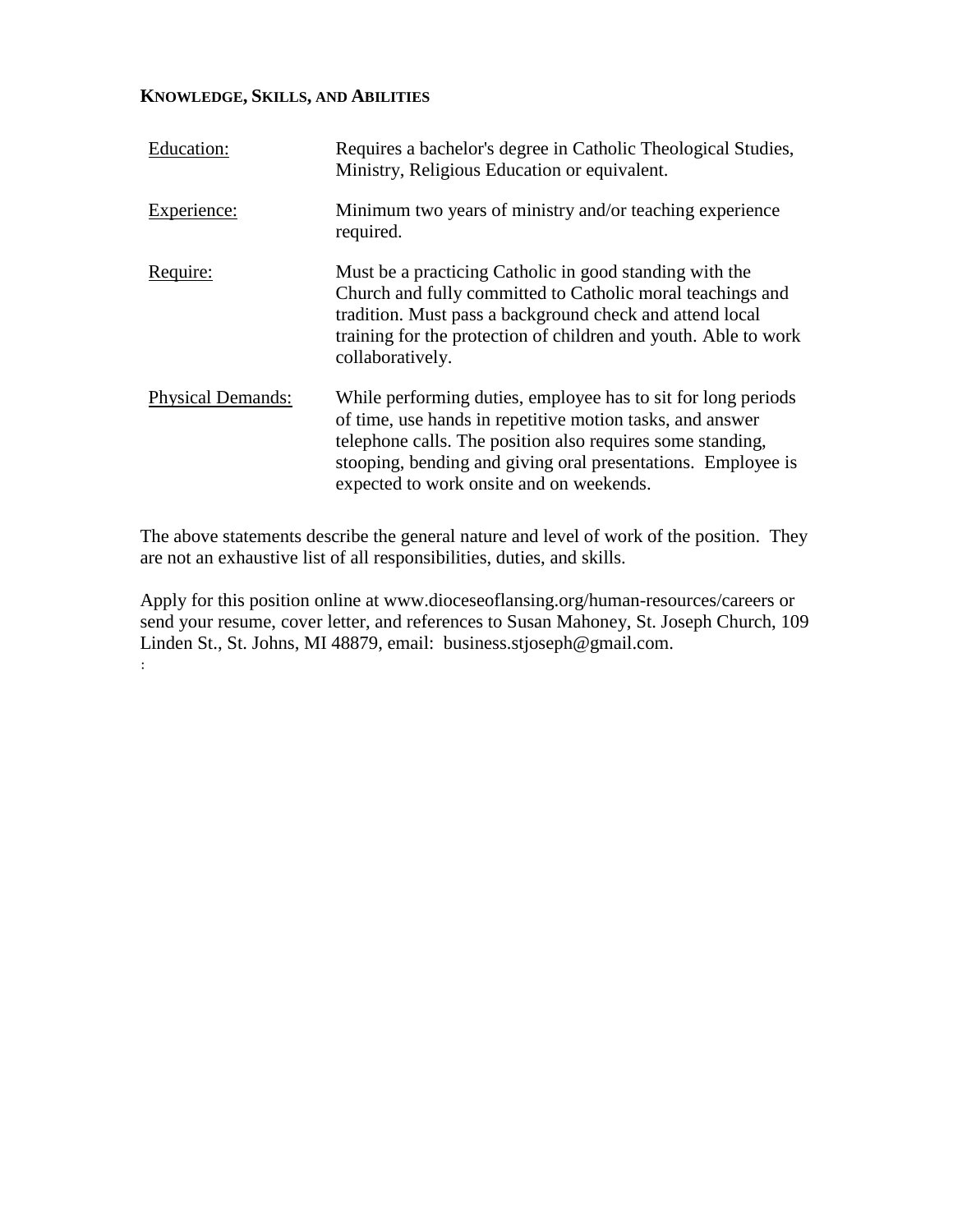**KNOWLEDGE, SKILLS, AND ABILITIES**

| | |
|---|---|
| Education: | Requires a bachelor's degree in Catholic Theological Studies, Ministry, Religious Education or equivalent. |
| Experience: | Minimum two years of ministry and/or teaching experience required. |
| Require: | Must be a practicing Catholic in good standing with the Church and fully committed to Catholic moral teachings and tradition. Must pass a background check and attend local training for the protection of children and youth. Able to work collaboratively. |
| Physical Demands: | While performing duties, employee has to sit for long periods of time, use hands in repetitive motion tasks, and answer telephone calls. The position also requires some standing, stooping, bending and giving oral presentations. Employee is expected to work onsite and on weekends. |

The above statements describe the general nature and level of work of the position. They are not an exhaustive list of all responsibilities, duties, and skills.

Apply for this position online at www.dioceseoflansing.org/human-resources/careers or send your resume, cover letter, and references to Susan Mahoney, St. Joseph Church, 109 Linden St., St. Johns, MI 48879, email: business.stjoseph@gmail.com.